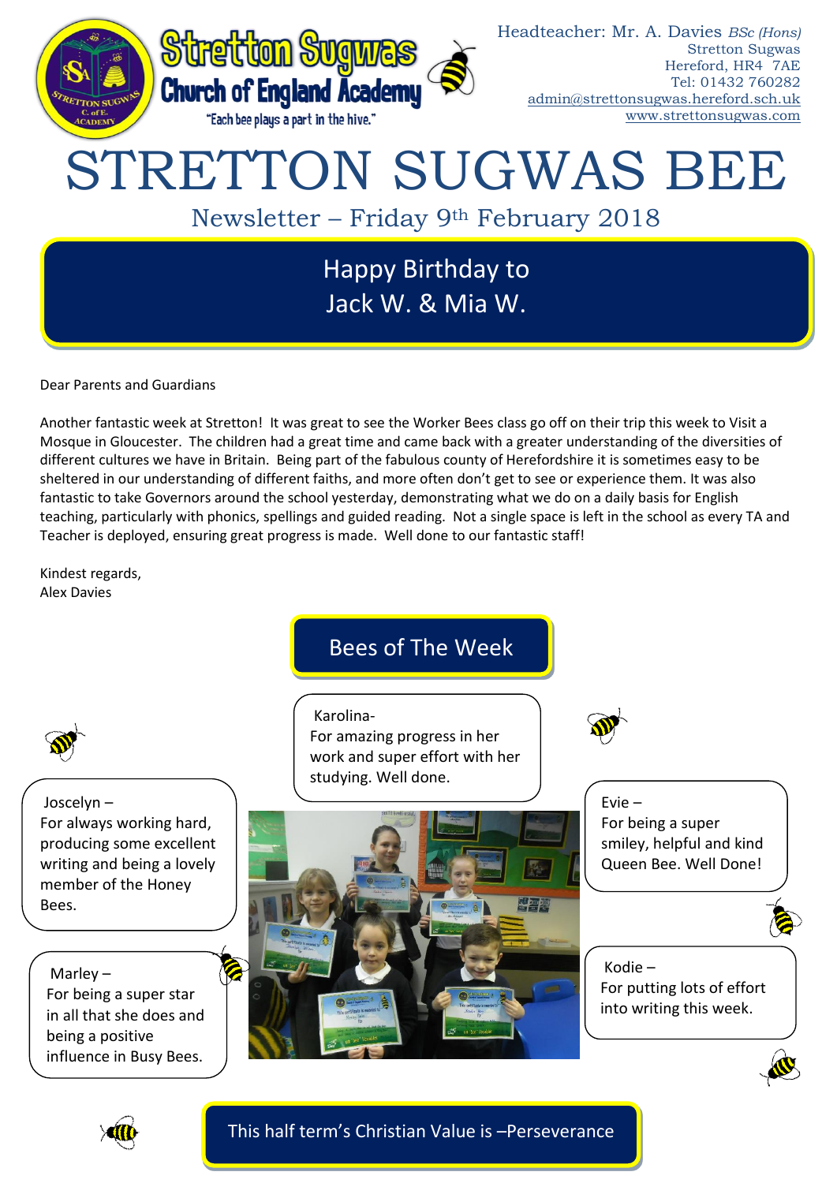Stretton Sugwas Church of England Academy

"Each bee plays a part in the hive."

Headteacher: Mr. A. Davies *BSc (Hons)*
Stretton Sugwas
Hereford, HR4 7AE
Tel: 01432 760282
admin@strettonsugwas.hereford.sch.uk
www.strettonsugwas.com

# STRETTON SUGWAS BEE

## Newsletter – Friday 9th February 2018

### Happy Birthday to Jack W. & Mia W.

Dear Parents and Guardians

Another fantastic week at Stretton! It was great to see the Worker Bees class go off on their trip this week to Visit a Mosque in Gloucester. The children had a great time and came back with a greater understanding of the diversities of different cultures we have in Britain. Being part of the fabulous county of Herefordshire it is sometimes easy to be sheltered in our understanding of different faiths, and more often don't get to see or experience them. It was also fantastic to take Governors around the school yesterday, demonstrating what we do on a daily basis for English teaching, particularly with phonics, spellings and guided reading. Not a single space is left in the school as every TA and Teacher is deployed, ensuring great progress is made. Well done to our fantastic staff!

Kindest regards,
Alex Davies

### Bees of The Week

Karolina-
For amazing progress in her work and super effort with her studying. Well done.

Joscelyn –
For always working hard, producing some excellent writing and being a lovely member of the Honey Bees.

Evie –
For being a super smiley, helpful and kind Queen Bee. Well Done!

Marley –
For being a super star in all that she does and being a positive influence in Busy Bees.

Kodie –
For putting lots of effort into writing this week.

This half term's Christian Value is –Perseverance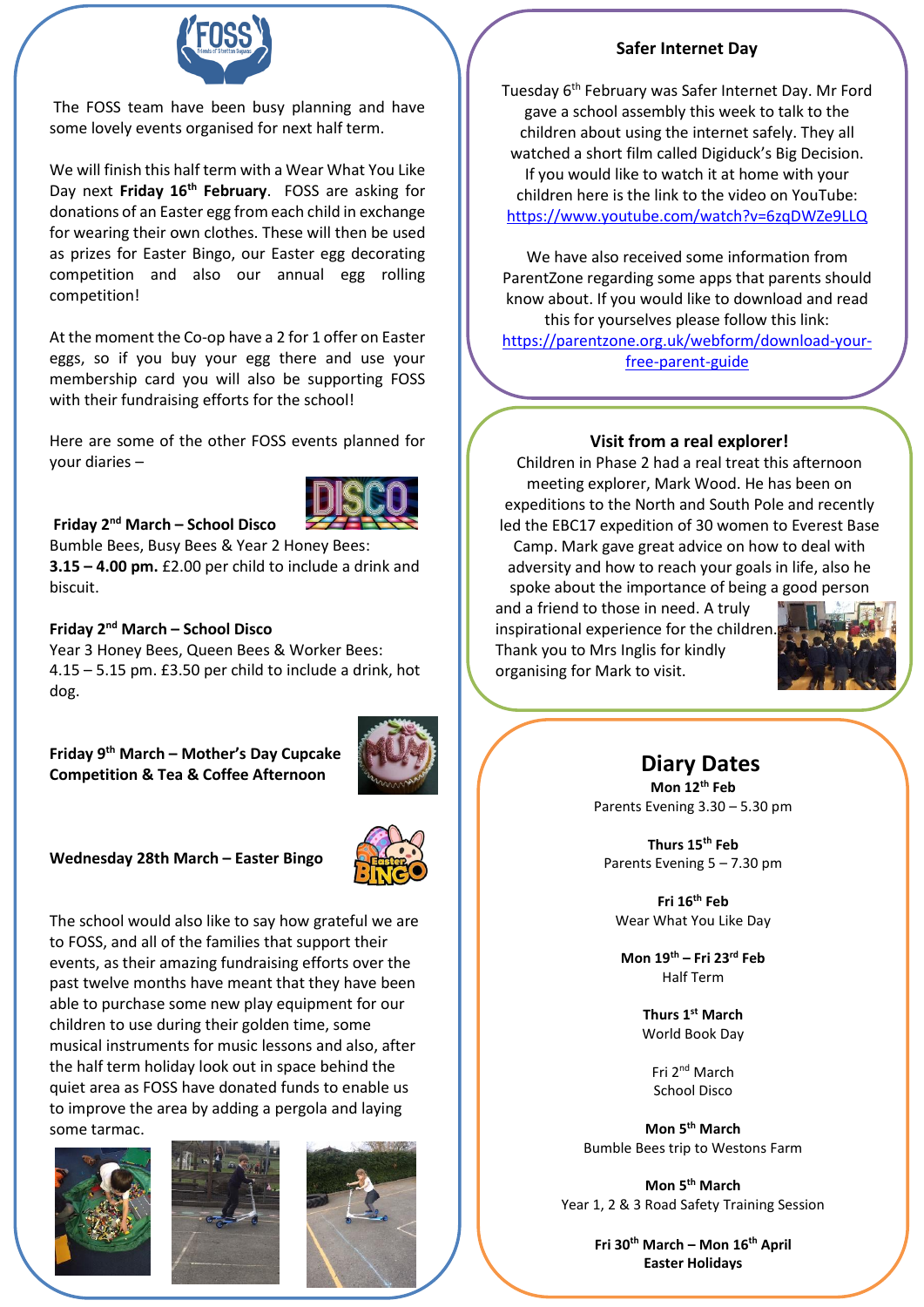The FOSS team have been busy planning and have some lovely events organised for next half term.

We will finish this half term with a Wear What You Like Day next **Friday 16th February**. FOSS are asking for donations of an Easter egg from each child in exchange for wearing their own clothes. These will then be used as prizes for Easter Bingo, our Easter egg decorating competition and also our annual egg rolling competition!

At the moment the Co-op have a 2 for 1 offer on Easter eggs, so if you buy your egg there and use your membership card you will also be supporting FOSS with their fundraising efforts for the school!

Here are some of the other FOSS events planned for your diaries –

**Friday 2nd March – School Disco**
Bumble Bees, Busy Bees & Year 2 Honey Bees:
**3.15 – 4.00 pm.** £2.00 per child to include a drink and biscuit.

**Friday 2nd March – School Disco**
Year 3 Honey Bees, Queen Bees & Worker Bees:
4.15 – 5.15 pm. £3.50 per child to include a drink, hot dog.

**Friday 9th March – Mother's Day Cupcake Competition & Tea & Coffee Afternoon**

**Wednesday 28th March – Easter Bingo**

The school would also like to say how grateful we are to FOSS, and all of the families that support their events, as their amazing fundraising efforts over the past twelve months have meant that they have been able to purchase some new play equipment for our children to use during their golden time, some musical instruments for music lessons and also, after the half term holiday look out in space behind the quiet area as FOSS have donated funds to enable us to improve the area by adding a pergola and laying some tarmac.

### Safer Internet Day

Tuesday 6th February was Safer Internet Day. Mr Ford gave a school assembly this week to talk to the children about using the internet safely. They all watched a short film called Digiduck's Big Decision. If you would like to watch it at home with your children here is the link to the video on YouTube: https://www.youtube.com/watch?v=6zqDWZe9LLQ

We have also received some information from ParentZone regarding some apps that parents should know about. If you would like to download and read this for yourselves please follow this link: https://parentzone.org.uk/webform/download-your-free-parent-guide

### Visit from a real explorer!

Children in Phase 2 had a real treat this afternoon meeting explorer, Mark Wood. He has been on expeditions to the North and South Pole and recently led the EBC17 expedition of 30 women to Everest Base Camp. Mark gave great advice on how to deal with adversity and how to reach your goals in life, also he spoke about the importance of being a good person and a friend to those in need. A truly inspirational experience for the children. Thank you to Mrs Inglis for kindly organising for Mark to visit.

## Diary Dates

**Mon 12th Feb**
Parents Evening 3.30 – 5.30 pm

**Thurs 15th Feb**
Parents Evening 5 – 7.30 pm

**Fri 16th Feb**
Wear What You Like Day

**Mon 19th – Fri 23rd Feb**
Half Term

**Thurs 1st March**
World Book Day

Fri 2nd March
School Disco

**Mon 5th March**
Bumble Bees trip to Westons Farm

**Mon 5th March**
Year 1, 2 & 3 Road Safety Training Session

**Fri 30th March – Mon 16th April**
**Easter Holidays**